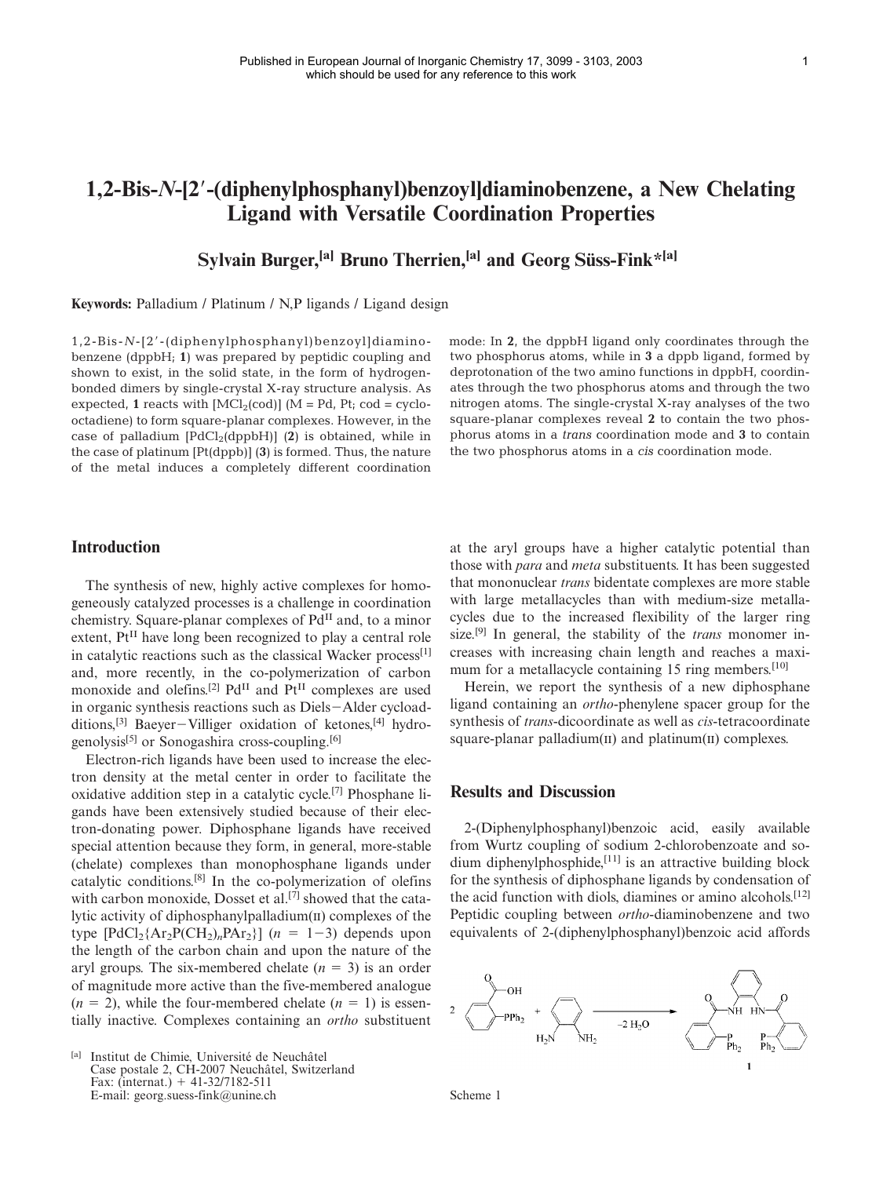Published in European Journal of Inorganic Chemistry 17, 3099 - 3103, 2003
which should be used for any reference to this work

# 1,2-Bis-*N*-[2′-(diphenylphosphanyl)benzoyl]diaminobenzene, a New Chelating Ligand with Versatile Coordination Properties

**Sylvain Burger,[a] Bruno Therrien,[a] and Georg Süss-Fink*[a]**

**Keywords:** Palladium / Platinum / N,P ligands / Ligand design

1,2-Bis-*N*-[2′-(diphenylphosphanyl)benzoyl]diaminobenzene (dppbH; **1**) was prepared by peptidic coupling and shown to exist, in the solid state, in the form of hydrogen-bonded dimers by single-crystal X-ray structure analysis. As expected, **1** reacts with [$MCl_2$(cod)] (M = Pd, Pt; cod = cyclooctadiene) to form square-planar complexes. However, in the case of palladium [$PdCl_2$(dppbH)] (**2**) is obtained, while in the case of platinum [Pt(dppb)] (**3**) is formed. Thus, the nature of the metal induces a completely different coordination mode: In **2**, the dppbH ligand only coordinates through the two phosphorus atoms, while in **3** a dppb ligand, formed by deprotonation of the two amino functions in dppbH, coordinates through the two phosphorus atoms and through the two nitrogen atoms. The single-crystal X-ray analyses of the two square-planar complexes reveal **2** to contain the two phosphorus atoms in a *trans* coordination mode and **3** to contain the two phosphorus atoms in a *cis* coordination mode.

## Introduction

The synthesis of new, highly active complexes for homogeneously catalyzed processes is a challenge in coordination chemistry. Square-planar complexes of $Pd^{II}$ and, to a minor extent, $Pt^{II}$ have long been recognized to play a central role in catalytic reactions such as the classical Wacker process[1] and, more recently, in the co-polymerization of carbon monoxide and olefins.[2] $Pd^{II}$ and $Pt^{II}$ complexes are used in organic synthesis reactions such as Diels−Alder cycloadditions,[3] Baeyer−Villiger oxidation of ketones,[4] hydrogenolysis[5] or Sonogashira cross-coupling.[6]

Electron-rich ligands have been used to increase the electron density at the metal center in order to facilitate the oxidative addition step in a catalytic cycle.[7] Phosphane ligands have been extensively studied because of their electron-donating power. Diphosphane ligands have received special attention because they form, in general, more-stable (chelate) complexes than monophosphane ligands under catalytic conditions.[8] In the co-polymerization of olefins with carbon monoxide, Dosset et al.[7] showed that the catalytic activity of diphosphanylpalladium(II) complexes of the type [$PdCl_2\{Ar_2P(CH_2)_nPAr_2\}$] ($n = 1-3$) depends upon the length of the carbon chain and upon the nature of the aryl groups. The six-membered chelate ($n = 3$) is an order of magnitude more active than the five-membered analogue ($n = 2$), while the four-membered chelate ($n = 1$) is essentially inactive. Complexes containing an *ortho* substituent at the aryl groups have a higher catalytic potential than those with *para* and *meta* substituents. It has been suggested that mononuclear *trans* bidentate complexes are more stable with large metallacycles than with medium-size metallacycles due to the increased flexibility of the larger ring size.[9] In general, the stability of the *trans* monomer increases with increasing chain length and reaches a maximum for a metallacycle containing 15 ring members.[10]

Herein, we report the synthesis of a new diphosphane ligand containing an *ortho*-phenylene spacer group for the synthesis of *trans*-dicoordinate as well as *cis*-tetracoordinate square-planar palladium(II) and platinum(II) complexes.

## Results and Discussion

2-(Diphenylphosphanyl)benzoic acid, easily available from Wurtz coupling of sodium 2-chlorobenzoate and sodium diphenylphosphide,[11] is an attractive building block for the synthesis of diphosphane ligands by condensation of the acid function with diols, diamines or amino alcohols.[12] Peptidic coupling between *ortho*-diaminobenzene and two equivalents of 2-(diphenylphosphanyl)benzoic acid affords

Scheme 1

[a] Institut de Chimie, Université de Neuchâtel
Case postale 2, CH-2007 Neuchâtel, Switzerland
Fax: (internat.) + 41-32/7182-511
E-mail: georg.suess-fink@unine.ch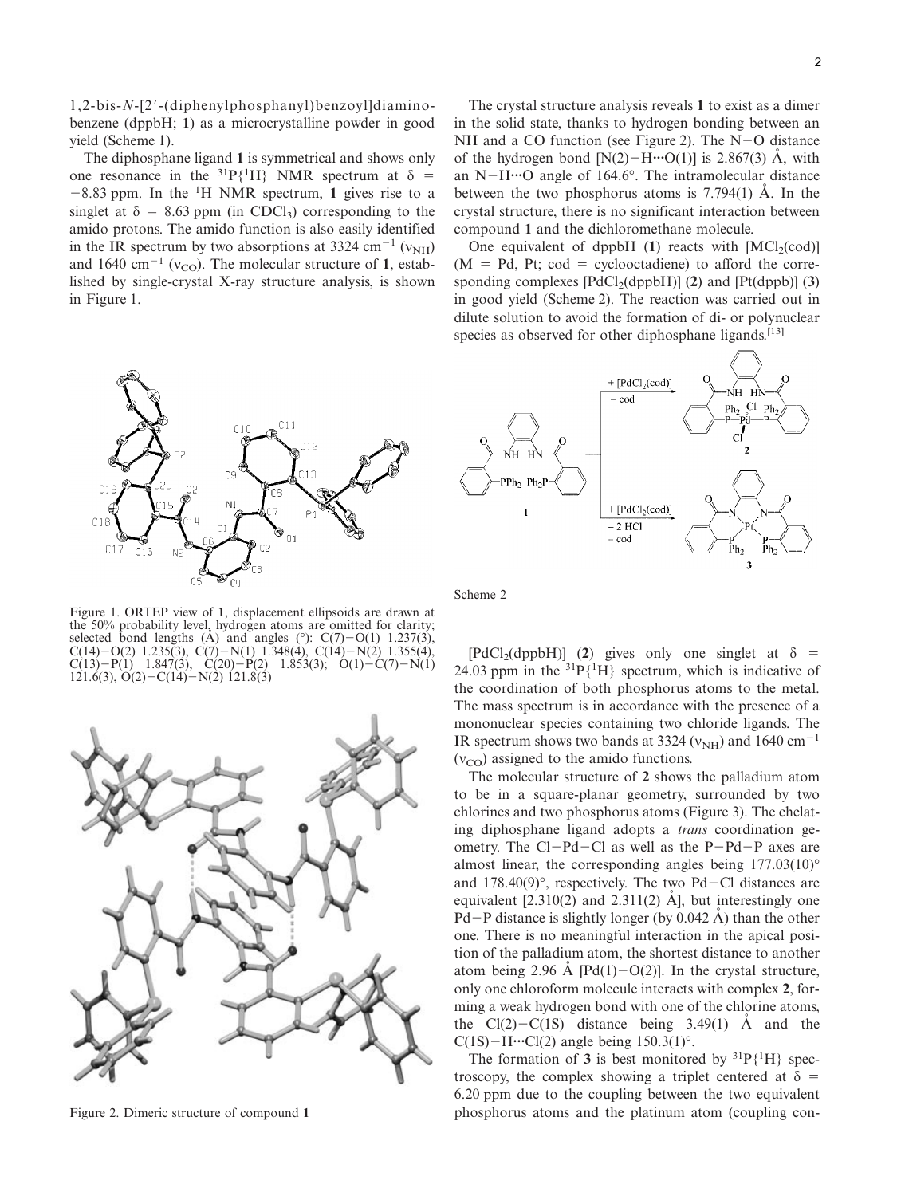1,2-bis-*N*-[2′-(diphenylphosphanyl)benzoyl]diaminobenzene (dppbH; **1**) as a microcrystalline powder in good yield (Scheme 1).

The diphosphane ligand **1** is symmetrical and shows only one resonance in the $^{31}P\{^1H\}$ NMR spectrum at $\delta = -8.83$ ppm. In the $^1H$ NMR spectrum, **1** gives rise to a singlet at $\delta = 8.63$ ppm (in $CDCl_3$) corresponding to the amido protons. The amido function is also easily identified in the IR spectrum by two absorptions at 3324 $cm^{-1}$ ($\nu_{NH}$) and 1640 $cm^{-1}$ ($\nu_{CO}$). The molecular structure of **1**, established by single-crystal X-ray structure analysis, is shown in Figure 1.

Figure 1. ORTEP view of **1**, displacement ellipsoids are drawn at the 50% probability level, hydrogen atoms are omitted for clarity; selected bond lengths (Å) and angles (°): C(7)–O(1) 1.237(3), C(14)–O(2) 1.235(3), C(7)–N(1) 1.348(4), C(14)–N(2) 1.355(4), C(13)–P(1) 1.847(3), C(20)–P(2) 1.853(3); O(1)–C(7)–N(1) 121.6(3), O(2)–C(14)–N(2) 121.8(3)

Figure 2. Dimeric structure of compound **1**

The crystal structure analysis reveals **1** to exist as a dimer in the solid state, thanks to hydrogen bonding between an NH and a CO function (see Figure 2). The N–O distance of the hydrogen bond [N(2)–H···O(1)] is 2.867(3) Å, with an N–H···O angle of 164.6°. The intramolecular distance between the two phosphorus atoms is 7.794(1) Å. In the crystal structure, there is no significant interaction between compound **1** and the dichloromethane molecule.

One equivalent of dppbH (**1**) reacts with $[MCl_2(cod)]$ (M = Pd, Pt; cod = cyclooctadiene) to afford the corresponding complexes $[PdCl_2(dppbH)]$ (**2**) and [Pt(dppb)] (**3**) in good yield (Scheme 2). The reaction was carried out in dilute solution to avoid the formation of di- or polynuclear species as observed for other diphosphane ligands.[13]

Scheme 2

$[PdCl_2(dppbH)]$ (**2**) gives only one singlet at $\delta = 24.03$ ppm in the $^{31}P\{^1H\}$ spectrum, which is indicative of the coordination of both phosphorus atoms to the metal. The mass spectrum is in accordance with the presence of a mononuclear species containing two chloride ligands. The IR spectrum shows two bands at 3324 ($\nu_{NH}$) and 1640 $cm^{-1}$ ($\nu_{CO}$) assigned to the amido functions.

The molecular structure of **2** shows the palladium atom to be in a square-planar geometry, surrounded by two chlorines and two phosphorus atoms (Figure 3). The chelating diphosphane ligand adopts a *trans* coordination geometry. The Cl–Pd–Cl as well as the P–Pd–P axes are almost linear, the corresponding angles being 177.03(10)° and 178.40(9)°, respectively. The two Pd–Cl distances are equivalent [2.310(2) and 2.311(2) Å], but interestingly one Pd–P distance is slightly longer (by 0.042 Å) than the other one. There is no meaningful interaction in the apical position of the palladium atom, the shortest distance to another atom being 2.96 Å [Pd(1)–O(2)]. In the crystal structure, only one chloroform molecule interacts with complex **2**, forming a weak hydrogen bond with one of the chlorine atoms, the Cl(2)–C(1S) distance being 3.49(1) Å and the C(1S)–H···Cl(2) angle being 150.3(1)°.

The formation of **3** is best monitored by $^{31}P\{^1H\}$ spectroscopy, the complex showing a triplet centered at $\delta = 6.20$ ppm due to the coupling between the two equivalent phosphorus atoms and the platinum atom (coupling con-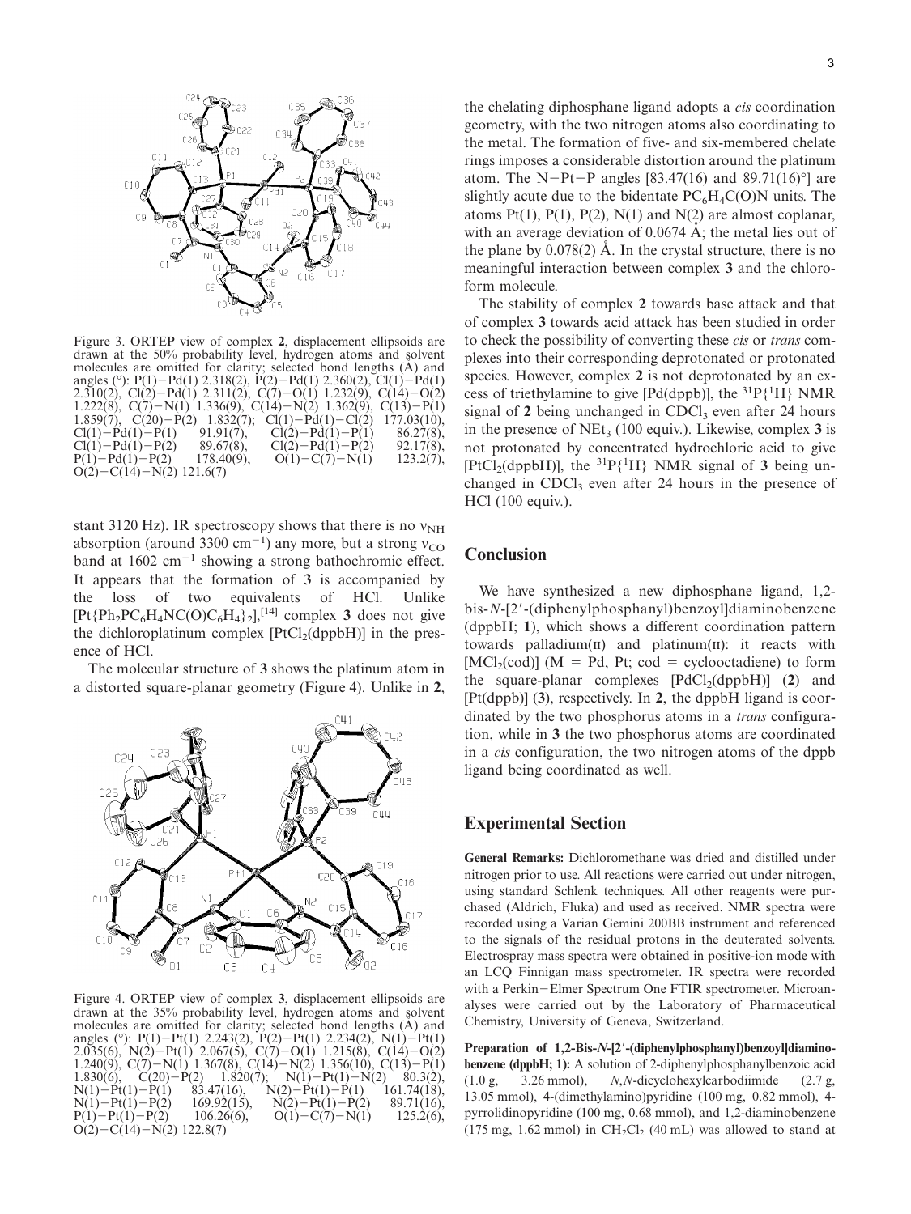Figure 3. ORTEP view of complex **2**, displacement ellipsoids are drawn at the 50% probability level, hydrogen atoms and solvent molecules are omitted for clarity; selected bond lengths (Å) and angles (°): P(1)−Pd(1) 2.318(2), P(2)−Pd(1) 2.360(2), Cl(1)−Pd(1) 2.310(2), Cl(2)−Pd(1) 2.311(2), C(7)−O(1) 1.232(9), C(14)−O(2) 1.222(8), C(7)−N(1) 1.336(9), C(14)−N(2) 1.362(9), C(13)−P(1) 1.859(7), C(20)−P(2) 1.832(7); Cl(1)−Pd(1)−Cl(2) 177.03(10), Cl(1)−Pd(1)−P(1) 91.91(7), Cl(2)−Pd(1)−P(1) 86.27(8), Cl(1)−Pd(1)−P(2) 89.67(8), Cl(2)−Pd(1)−P(2) 92.17(8), P(1)−Pd(1)−P(2) 178.40(9), O(1)−C(7)−N(1) 123.2(7), O(2)−C(14)−N(2) 121.6(7)

stant 3120 Hz). IR spectroscopy shows that there is no $\nu_{NH}$ absorption (around 3300 $cm^{-1}$) any more, but a strong $\nu_{CO}$ band at 1602 $cm^{-1}$ showing a strong bathochromic effect. It appears that the formation of **3** is accompanied by the loss of two equivalents of HCl. Unlike $[Pt\{Ph_2PC_6H_4NC(O)C_6H_4\}_2]$,[14] complex **3** does not give the dichloroplatinum complex $[PtCl_2(dppbH)]$ in the presence of HCl.

The molecular structure of **3** shows the platinum atom in a distorted square-planar geometry (Figure 4). Unlike in **2**,

Figure 4. ORTEP view of complex **3**, displacement ellipsoids are drawn at the 35% probability level, hydrogen atoms and solvent molecules are omitted for clarity; selected bond lengths (Å) and angles (°): P(1)−Pt(1) 2.243(2), P(2)−Pt(1) 2.234(2), N(1)−Pt(1) 2.035(6), N(2)−Pt(1) 2.067(5), C(7)−O(1) 1.215(8), C(14)−O(2) 1.240(9), C(7)−N(1) 1.367(8), C(14)−N(2) 1.356(10), C(13)−P(1) 1.830(6), C(20)−P(2) 1.820(7); N(1)−Pt(1)−N(2) 80.3(2), N(1)−Pt(1)−P(1) 83.47(16), N(2)−Pt(1)−P(1) 161.74(18), N(1)−Pt(1)−P(2) 169.92(15), N(2)−Pt(1)−P(2) 89.71(16), P(1)−Pt(1)−P(2) 106.26(6), O(1)−C(7)−N(1) 125.2(6), O(2)−C(14)−N(2) 122.8(7)

the chelating diphosphane ligand adopts a *cis* coordination geometry, with the two nitrogen atoms also coordinating to the metal. The formation of five- and six-membered chelate rings imposes a considerable distortion around the platinum atom. The N−Pt−P angles [83.47(16) and 89.71(16)°] are slightly acute due to the bidentate $PC_6H_4C(O)N$ units. The atoms Pt(1), P(1), P(2), N(1) and N(2) are almost coplanar, with an average deviation of 0.0674 Å; the metal lies out of the plane by 0.078(2) Å. In the crystal structure, there is no meaningful interaction between complex **3** and the chloroform molecule.

The stability of complex **2** towards base attack and that of complex **3** towards acid attack has been studied in order to check the possibility of converting these *cis* or *trans* complexes into their corresponding deprotonated or protonated species. However, complex **2** is not deprotonated by an excess of triethylamine to give [Pd(dppb)], the $^{31}P\{^1H\}$ NMR signal of **2** being unchanged in $CDCl_3$ even after 24 hours in the presence of $NEt_3$ (100 equiv.). Likewise, complex **3** is not protonated by concentrated hydrochloric acid to give $[PtCl_2(dppbH)]$, the $^{31}P\{^1H\}$ NMR signal of **3** being unchanged in $CDCl_3$ even after 24 hours in the presence of HCl (100 equiv.).

## Conclusion

We have synthesized a new diphosphane ligand, 1,2-bis-*N*-[2′-(diphenylphosphanyl)benzoyl]diaminobenzene (dppbH; **1**), which shows a different coordination pattern towards palladium(II) and platinum(II): it reacts with $[MCl_2(cod)]$ (M = Pd, Pt; cod = cyclooctadiene) to form the square-planar complexes $[PdCl_2(dppbH)]$ (**2**) and [Pt(dppb)] (**3**), respectively. In **2**, the dppbH ligand is coordinated by the two phosphorus atoms in a *trans* configuration, while in **3** the two phosphorus atoms are coordinated in a *cis* configuration, the two nitrogen atoms of the dppb ligand being coordinated as well.

## Experimental Section

**General Remarks:** Dichloromethane was dried and distilled under nitrogen prior to use. All reactions were carried out under nitrogen, using standard Schlenk techniques. All other reagents were purchased (Aldrich, Fluka) and used as received. NMR spectra were recorded using a Varian Gemini 200BB instrument and referenced to the signals of the residual protons in the deuterated solvents. Electrospray mass spectra were obtained in positive-ion mode with an LCQ Finnigan mass spectrometer. IR spectra were recorded with a Perkin−Elmer Spectrum One FTIR spectrometer. Microanalyses were carried out by the Laboratory of Pharmaceutical Chemistry, University of Geneva, Switzerland.

**Preparation of 1,2-Bis-*N*-[2′-(diphenylphosphanyl)benzoyl]diaminobenzene (dppbH; 1):** A solution of 2-diphenylphosphanylbenzoic acid (1.0 g, 3.26 mmol), *N*,*N*-dicyclohexylcarbodiimide (2.7 g, 13.05 mmol), 4-(dimethylamino)pyridine (100 mg, 0.82 mmol), 4-pyrrolidinopyridine (100 mg, 0.68 mmol), and 1,2-diaminobenzene (175 mg, 1.62 mmol) in $CH_2Cl_2$ (40 mL) was allowed to stand at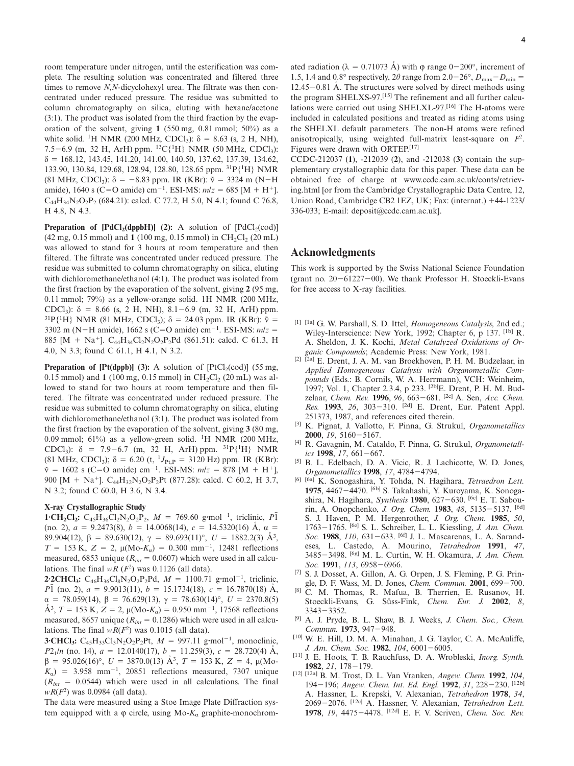room temperature under nitrogen, until the esterification was complete. The resulting solution was concentrated and filtered three times to remove *N,N*-dicyclohexyl urea. The filtrate was then concentrated under reduced pressure. The residue was submitted to column chromatography on silica, eluting with hexane/acetone (3:1). The product was isolated from the third fraction by the evaporation of the solvent, giving **1** (550 mg, 0.81 mmol; 50%) as a white solid. $^1$H NMR (200 MHz, $CDCl_3$): δ = 8.63 (s, 2 H, NH), 7.5−6.9 (m, 32 H, ArH) ppm. $^{13}$C{$^1$H} NMR (50 MHz, $CDCl_3$): δ = 168.12, 143.45, 141.20, 141.00, 140.50, 137.62, 137.39, 134.62, 133.90, 130.84, 129.68, 128.94, 128.80, 128.65 ppm. $^{31}$P{$^1$H} NMR (81 MHz, $CDCl_3$): δ = −8.83 ppm. IR (KBr): $\tilde{\nu}$ = 3324 m (N−H amide), 1640 s (C=O amide) cm$^{-1}$. ESI-MS: *m/z* = 685 [M + H$^+$]. $C_{44}H_{34}N_2O_2P_2$ (684.21): calcd. C 77.2, H 5.0, N 4.1; found C 76.8, H 4.8, N 4.3.

**Preparation of [PdCl$_2$(dppbH)] (2):** A solution of [PdCl$_2$(cod)] (42 mg, 0.15 mmol) and **1** (100 mg, 0.15 mmol) in $CH_2Cl_2$ (20 mL) was allowed to stand for 3 hours at room temperature and then filtered. The filtrate was concentrated under reduced pressure. The residue was submitted to column chromatography on silica, eluting with dichloromethane/ethanol (4:1). The product was isolated from the first fraction by the evaporation of the solvent, giving **2** (95 mg, 0.11 mmol; 79%) as a yellow-orange solid. 1H NMR (200 MHz, $CDCl_3$): δ = 8.66 (s, 2 H, NH), 8.1−6.9 (m, 32 H, ArH) ppm. $^{31}$P{$^1$H} NMR (81 MHz, $CDCl_3$); δ = 24.03 ppm. IR (KBr): $\tilde{\nu}$ = 3302 m (N−H amide), 1662 s (C=O amide) cm$^{-1}$. ESI-MS: *m/z* = 885 [M + Na$^+$]. $C_{44}H_{34}Cl_2N_2O_2P_2Pd$ (861.51): calcd. C 61.3, H 4.0, N 3.3; found C 61.1, H 4.1, N 3.2.

**Preparation of [Pt(dppb)] (3):** A solution of [PtCl$_2$(cod)] (55 mg, 0.15 mmol) and **1** (100 mg, 0.15 mmol) in $CH_2Cl_2$ (20 mL) was allowed to stand for two hours at room temperature and then filtered. The filtrate was concentrated under reduced pressure. The residue was submitted to column chromatography on silica, eluting with dichloromethane/ethanol (3:1). The product was isolated from the first fraction by the evaporation of the solvent, giving **3** (80 mg, 0.09 mmol; 61%) as a yellow-green solid. $^1$H NMR (200 MHz, $CDCl_3$): δ = 7.9−6.7 (m, 32 H, ArH) ppm. $^{31}$P{$^1$H} NMR (81 MHz, $CDCl_3$); δ = 6.20 (t, $^1J_{Pt,P}$ = 3120 Hz) ppm. IR (KBr): $\tilde{\nu}$ = 1602 s (C=O amide) cm$^{-1}$. ESI-MS: *m/z* = 878 [M + H$^+$], 900 [M + Na$^+$]. $C_{44}H_{32}N_2O_2P_2Pt$ (877.28): calcd. C 60.2, H 3.7, N 3.2; found C 60.0, H 3.6, N 3.4.

### X-ray Crystallographic Study

**1·CH$_2$Cl$_2$:** $C_{45}H_{36}Cl_2N_2O_2P_2$, *M* = 769.60 g·mol$^{-1}$, triclinic, $P\bar{1}$ (no. 2), *a* = 9.2473(8), *b* = 14.0068(14), *c* = 14.5320(16) Å, α = 89.904(12), β = 89.630(12), γ = 89.693(11)°, *U* = 1882.2(3) Å$^3$, *T* = 153 K, *Z* = 2, μ(Mo-$K_\alpha$) = 0.300 mm$^{-1}$, 12481 reflections measured, 6853 unique ($R_{int}$ = 0.0607) which were used in all calculations. The final $wR$ ($F^2$) was 0.1126 (all data).

**2·2CHCl$_3$:** $C_{46}H_{36}Cl_8N_2O_2P_2Pd$, *M* = 1100.71 g·mol$^{-1}$, triclinic, $P\bar{1}$ (no. 2), *a* = 9.9013(11), *b* = 15.1734(18), *c* = 16.7870(18) Å, α = 78.059(14), β = 76.629(13), γ = 78.630(14)°, *U* = 2370.8(5) Å$^3$, *T* = 153 K, *Z* = 2, μ(Mo-$K_\alpha$) = 0.950 mm$^{-1}$, 17568 reflections measured, 8657 unique ($R_{int}$ = 0.1286) which were used in all calculations. The final $wR(F^2)$ was 0.1015 (all data).

**3·CHCl$_3$:** $C_{45}H_{33}Cl_3N_2O_2P_2Pt$, *M* = 997.11 g·mol$^{-1}$, monoclinic, $P2_1/n$ (no. 14), *a* = 12.0140(17), *b* = 11.259(3), *c* = 28.720(4) Å, β = 95.026(16)°, *U* = 3870.0(13) Å$^3$, *T* = 153 K, *Z* = 4, μ(Mo-$K_\alpha$) = 3.958 mm$^{-1}$, 20851 reflections measured, 7307 unique ($R_{int}$ = 0.0544) which were used in all calculations. The final $wR(F^2)$ was 0.0984 (all data).

The data were measured using a Stoe Image Plate Diffraction system equipped with a φ circle, using Mo-$K_\alpha$ graphite-monochromated radiation (λ = 0.71073 Å) with φ range 0−200°, increment of 1.5, 1.4 and 0.8° respectively, 2θ range from 2.0−26°, $D_{max}-D_{min}$ = 12.45−0.81 Å. The structures were solved by direct methods using the program SHELXS-97.[15] The refinement and all further calculations were carried out using SHELXL-97.[16] The H-atoms were included in calculated positions and treated as riding atoms using the SHELXL default parameters. The non-H atoms were refined anisotropically, using weighted full-matrix least-square on $F^2$. Figures were drawn with ORTEP.[17]

CCDC-212037 (**1**), -212039 (**2**), and -212038 (**3**) contain the supplementary crystallographic data for this paper. These data can be obtained free of charge at www.ccdc.cam.ac.uk/conts/retrieving.html [or from the Cambridge Crystallographic Data Centre, 12, Union Road, Cambridge CB2 1EZ, UK; Fax: (internat.) +44-1223/336-033; E-mail: deposit@ccdc.cam.ac.uk].

## Acknowledgments

This work is supported by the Swiss National Science Foundation (grant no. 20−61227−00). We thank Professor H. Stoeckli-Evans for free access to X-ray facilities.

[1] [1a] G. W. Parshall, S. D. Ittel, *Homogeneous Catalysis*, 2nd ed.; Wiley-Interscience: New York, 1992; Chapter 6, p 137. [1b] R. A. Sheldon, J. K. Kochi, *Metal Catalyzed Oxidations of Organic Compounds*; Academic Press: New York, 1981.

[2] [2a] E. Drent, J. A. M. van Broekhoven, P. H. M. Budzelaar, in *Applied Homogeneous Catalysis with Organometallic Compounds* (Eds.: B. Cornils, W. A. Herrmann), VCH: Weinheim, 1997; Vol. 1, Chapter 2.3.4, p 233. [2b]E. Drent, P. H. M. Budzelaar, *Chem. Rev.* **1996**, *96*, 663−681. [2c] A. Sen, *Acc. Chem. Res.* **1993**, *26*, 303−310. [2d] E. Drent, Eur. Patent Appl. 251373, 1987, and references cited therein.

[3] K. Pignat, J. Vallotto, F. Pinna, G. Strukul, *Organometallics* **2000**, *19*, 5160−5167.

[4] R. Gavagnin, M. Cataldo, F. Pinna, G. Strukul, *Organometallics* **1998**, *17*, 661−667.

[5] B. L. Edelbach, D. A. Vicic, R. J. Lachicotte, W. D. Jones, *Organometallics* **1998**, *17*, 4784−4794.

[6] [6a] K. Sonogashira, Y. Tohda, N. Hagihara, *Tetraedron Lett.* **1975**, 4467−4470. [6b] S. Takahashi, Y. Kuroyama, K. Sonogashira, N. Hagihara, *Synthesis* **1980**, 627−630. [6c] E. T. Sabourin, A. Onopchenko, *J. Org. Chem.* **1983**, *48*, 5135−5137. [6d] S. J. Haven, P. M. Hergenrother, *J. Org. Chem.* **1985**, *50*, 1763−1765. [6e] S. L. Schreiber, L. L. Kiessling, *J. Am. Chem. Soc.* **1988**, *110*, 631−633. [6f] J. L. Mascarenas, L. A. Sarandeses, L. Castedo, A. Mourino, *Tetrahedron* **1991**, *47*, 3485−3498. [6g] M. L. Curtin, W. H. Okamura, *J. Am. Chem. Soc.* **1991**, *113*, 6958−6966.

[7] S. J. Dosset, A. Gillon, A. G. Orpen, J. S. Fleming, P. G. Pringle, D. F. Wass, M. D. Jones, *Chem. Commun.* **2001**, 699−700.

[8] C. M. Thomas, R. Mafua, B. Therrien, E. Rusanov, H. Stoeckli-Evans, G. Süss-Fink, *Chem. Eur. J.* **2002**, *8*, 3343−3352.

[9] A. J. Pryde, B. L. Shaw, B. J. Weeks, *J. Chem. Soc., Chem. Commun.* **1973**, 947−948.

[10] W. E. Hill, D. M. A. Minahan, J. G. Taylor, C. A. McAuliffe, *J. Am. Chem. Soc.* **1982**, *104*, 6001−6005.

[11] J. E. Hoots, T. B. Rauchfuss, D. A. Wrobleski, *Inorg. Synth.* **1982**, *21*, 178−179.

[12] [12a] B. M. Trost, D. L. Van Vranken, *Angew. Chem.* **1992**, *104*, 194−196; *Angew. Chem. Int. Ed. Engl.* **1992**, *31*, 228−230. [12b] A. Hassner, L. Krepski, V. Alexanian, *Tetrahedron* **1978**, *34*, 2069−2076. [12c] A. Hassner, V. Alexanian, *Tetrahedron Lett.* **1978**, *19*, 4475−4478. [12d] E. F. V. Scriven, *Chem. Soc. Rev.*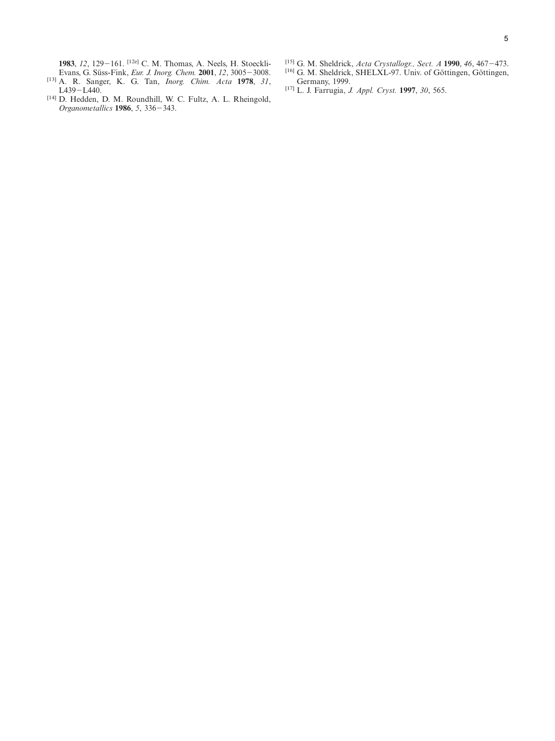**1983**, *12*, 129−161. [12e] C. M. Thomas, A. Neels, H. Stoeckli-Evans, G. Süss-Fink, *Eur. J. Inorg. Chem.* **2001**, *12*, 3005−3008.

[13] A. R. Sanger, K. G. Tan, *Inorg. Chim. Acta* **1978**, *31*, L439−L440.

[14] D. Hedden, D. M. Roundhill, W. C. Fultz, A. L. Rheingold, *Organometallics* **1986**, *5*, 336−343.

[15] G. M. Sheldrick, *Acta Crystallogr., Sect. A* **1990**, *46*, 467−473.

[16] G. M. Sheldrick, SHELXL-97. Univ. of Göttingen, Göttingen, Germany, 1999.

[17] L. J. Farrugia, *J. Appl. Cryst.* **1997**, *30*, 565.